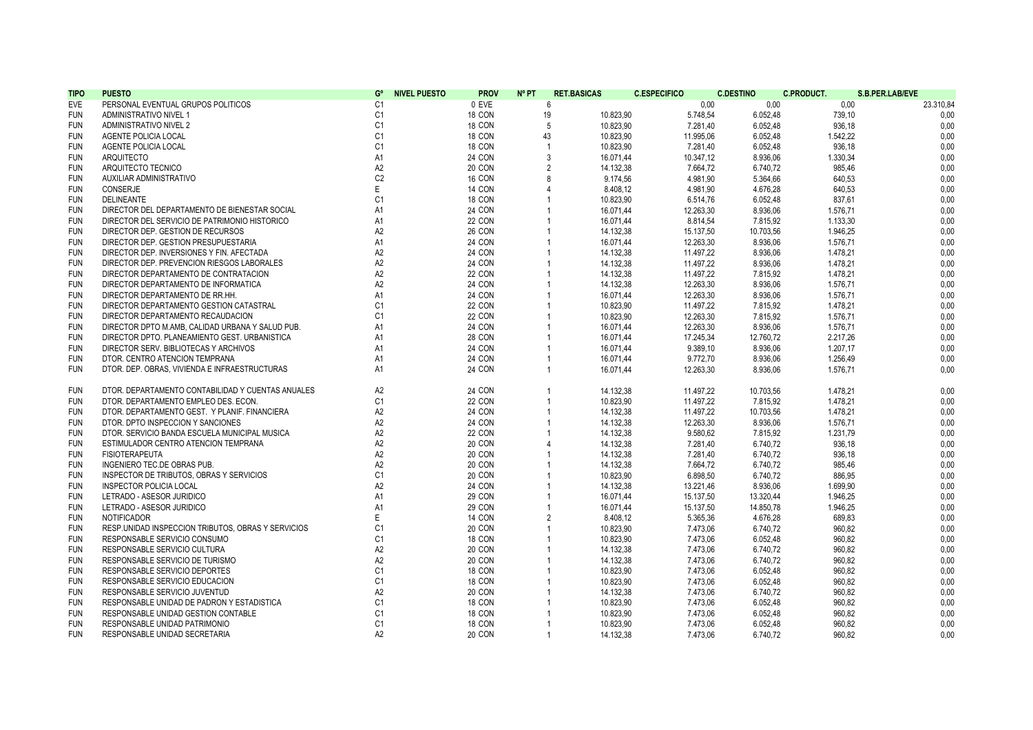| TIPO | PUESTO | Gº | NIVEL PUESTO | PROV | Nº PT | RET.BASICAS | C.ESPECIFICO | C.DESTINO | C.PRODUCT. | S.B.PER.LAB/EVE |
|---|---|---|---|---|---|---|---|---|---|---|
| EVE | PERSONAL EVENTUAL GRUPOS POLITICOS | C1 | 0 | EVE | 6 | | 0,00 | 0,00 | 0,00 | 23.310,84 |
| FUN | ADMINISTRATIVO NIVEL 1 | C1 | 18 | CON | 19 | 10.823,90 | 5.748,54 | 6.052,48 | 739,10 | 0,00 |
| FUN | ADMINISTRATIVO NIVEL 2 | C1 | 18 | CON | 5 | 10.823,90 | 7.281,40 | 6.052,48 | 936,18 | 0,00 |
| FUN | AGENTE POLICIA LOCAL | C1 | 18 | CON | 43 | 10.823,90 | 11.995,06 | 6.052,48 | 1.542,22 | 0,00 |
| FUN | AGENTE POLICIA LOCAL | C1 | 18 | CON | 1 | 10.823,90 | 7.281,40 | 6.052,48 | 936,18 | 0,00 |
| FUN | ARQUITECTO | A1 | 24 | CON | 3 | 16.071,44 | 10.347,12 | 8.936,06 | 1.330,34 | 0,00 |
| FUN | ARQUITECTO TECNICO | A2 | 20 | CON | 2 | 14.132,38 | 7.664,72 | 6.740,72 | 985,46 | 0,00 |
| FUN | AUXILIAR ADMINISTRATIVO | C2 | 16 | CON | 8 | 9.174,56 | 4.981,90 | 5.364,66 | 640,53 | 0,00 |
| FUN | CONSERJE | E | 14 | CON | 4 | 8.408,12 | 4.981,90 | 4.676,28 | 640,53 | 0,00 |
| FUN | DELINEANTE | C1 | 18 | CON | 1 | 10.823,90 | 6.514,76 | 6.052,48 | 837,61 | 0,00 |
| FUN | DIRECTOR DEL DEPARTAMENTO DE BIENESTAR SOCIAL | A1 | 24 | CON | 1 | 16.071,44 | 12.263,30 | 8.936,06 | 1.576,71 | 0,00 |
| FUN | DIRECTOR DEL SERVICIO DE PATRIMONIO HISTORICO | A1 | 22 | CON | 1 | 16.071,44 | 8.814,54 | 7.815,92 | 1.133,30 | 0,00 |
| FUN | DIRECTOR DEP. GESTION DE RECURSOS | A2 | 26 | CON | 1 | 14.132,38 | 15.137,50 | 10.703,56 | 1.946,25 | 0,00 |
| FUN | DIRECTOR DEP. GESTION PRESUPUESTARIA | A1 | 24 | CON | 1 | 16.071,44 | 12.263,30 | 8.936,06 | 1.576,71 | 0,00 |
| FUN | DIRECTOR DEP. INVERSIONES Y FIN. AFECTADA | A2 | 24 | CON | 1 | 14.132,38 | 11.497,22 | 8.936,06 | 1.478,21 | 0,00 |
| FUN | DIRECTOR DEP. PREVENCION RIESGOS LABORALES | A2 | 24 | CON | 1 | 14.132,38 | 11.497,22 | 8.936,06 | 1.478,21 | 0,00 |
| FUN | DIRECTOR DEPARTAMENTO DE CONTRATACION | A2 | 22 | CON | 1 | 14.132,38 | 11.497,22 | 7.815,92 | 1.478,21 | 0,00 |
| FUN | DIRECTOR DEPARTAMENTO DE INFORMATICA | A2 | 24 | CON | 1 | 14.132,38 | 12.263,30 | 8.936,06 | 1.576,71 | 0,00 |
| FUN | DIRECTOR DEPARTAMENTO DE RR.HH. | A1 | 24 | CON | 1 | 16.071,44 | 12.263,30 | 8.936,06 | 1.576,71 | 0,00 |
| FUN | DIRECTOR DEPARTAMENTO GESTION CATASTRAL | C1 | 22 | CON | 1 | 10.823,90 | 11.497,22 | 7.815,92 | 1.478,21 | 0,00 |
| FUN | DIRECTOR DEPARTAMENTO RECAUDACION | C1 | 22 | CON | 1 | 10.823,90 | 12.263,30 | 7.815,92 | 1.576,71 | 0,00 |
| FUN | DIRECTOR DPTO M.AMB, CALIDAD URBANA Y SALUD PUB. | A1 | 24 | CON | 1 | 16.071,44 | 12.263,30 | 8.936,06 | 1.576,71 | 0,00 |
| FUN | DIRECTOR DPTO. PLANEAMIENTO GEST. URBANISTICA | A1 | 28 | CON | 1 | 16.071,44 | 17.245,34 | 12.760,72 | 2.217,26 | 0,00 |
| FUN | DIRECTOR SERV. BIBLIOTECAS Y ARCHIVOS | A1 | 24 | CON | 1 | 16.071,44 | 9.389,10 | 8.936,06 | 1.207,17 | 0,00 |
| FUN | DTOR. CENTRO ATENCION TEMPRANA | A1 | 24 | CON | 1 | 16.071,44 | 9.772,70 | 8.936,06 | 1.256,49 | 0,00 |
| FUN | DTOR. DEP. OBRAS, VIVIENDA E INFRAESTRUCTURAS | A1 | 24 | CON | 1 | 16.071,44 | 12.263,30 | 8.936,06 | 1.576,71 | 0,00 |
| FUN | DTOR. DEPARTAMENTO CONTABILIDAD Y CUENTAS ANUALES | A2 | 24 | CON | 1 | 14.132,38 | 11.497,22 | 10.703,56 | 1.478,21 | 0,00 |
| FUN | DTOR. DEPARTAMENTO EMPLEO DES. ECON. | C1 | 22 | CON | 1 | 10.823,90 | 11.497,22 | 7.815,92 | 1.478,21 | 0,00 |
| FUN | DTOR. DEPARTAMENTO GEST. Y PLANIF. FINANCIERA | A2 | 24 | CON | 1 | 14.132,38 | 11.497,22 | 10.703,56 | 1.478,21 | 0,00 |
| FUN | DTOR. DPTO INSPECCION Y SANCIONES | A2 | 24 | CON | 1 | 14.132,38 | 12.263,30 | 8.936,06 | 1.576,71 | 0,00 |
| FUN | DTOR. SERVICIO BANDA ESCUELA MUNICIPAL MUSICA | A2 | 22 | CON | 1 | 14.132,38 | 9.580,62 | 7.815,92 | 1.231,79 | 0,00 |
| FUN | ESTIMULADOR CENTRO ATENCION TEMPRANA | A2 | 20 | CON | 4 | 14.132,38 | 7.281,40 | 6.740,72 | 936,18 | 0,00 |
| FUN | FISIOTERAPEUTA | A2 | 20 | CON | 1 | 14.132,38 | 7.281,40 | 6.740,72 | 936,18 | 0,00 |
| FUN | INGENIERO TEC.DE OBRAS PUB. | A2 | 20 | CON | 1 | 14.132,38 | 7.664,72 | 6.740,72 | 985,46 | 0,00 |
| FUN | INSPECTOR DE TRIBUTOS, OBRAS Y SERVICIOS | C1 | 20 | CON | 1 | 10.823,90 | 6.898,50 | 6.740,72 | 886,95 | 0,00 |
| FUN | INSPECTOR POLICIA LOCAL | A2 | 24 | CON | 1 | 14.132,38 | 13.221,46 | 8.936,06 | 1.699,90 | 0,00 |
| FUN | LETRADO - ASESOR JURIDICO | A1 | 29 | CON | 1 | 16.071,44 | 15.137,50 | 13.320,44 | 1.946,25 | 0,00 |
| FUN | LETRADO - ASESOR JURIDICO | A1 | 29 | CON | 1 | 16.071,44 | 15.137,50 | 14.850,78 | 1.946,25 | 0,00 |
| FUN | NOTIFICADOR | E | 14 | CON | 2 | 8.408,12 | 5.365,36 | 4.676,28 | 689,83 | 0,00 |
| FUN | RESP.UNIDAD INSPECCION TRIBUTOS, OBRAS Y SERVICIOS | C1 | 20 | CON | 1 | 10.823,90 | 7.473,06 | 6.740,72 | 960,82 | 0,00 |
| FUN | RESPONSABLE SERVICIO CONSUMO | C1 | 18 | CON | 1 | 10.823,90 | 7.473,06 | 6.052,48 | 960,82 | 0,00 |
| FUN | RESPONSABLE SERVICIO CULTURA | A2 | 20 | CON | 1 | 14.132,38 | 7.473,06 | 6.740,72 | 960,82 | 0,00 |
| FUN | RESPONSABLE SERVICIO DE TURISMO | A2 | 20 | CON | 1 | 14.132,38 | 7.473,06 | 6.740,72 | 960,82 | 0,00 |
| FUN | RESPONSABLE SERVICIO DEPORTES | C1 | 18 | CON | 1 | 10.823,90 | 7.473,06 | 6.052,48 | 960,82 | 0,00 |
| FUN | RESPONSABLE SERVICIO EDUCACION | C1 | 18 | CON | 1 | 10.823,90 | 7.473,06 | 6.052,48 | 960,82 | 0,00 |
| FUN | RESPONSABLE SERVICIO JUVENTUD | A2 | 20 | CON | 1 | 14.132,38 | 7.473,06 | 6.740,72 | 960,82 | 0,00 |
| FUN | RESPONSABLE UNIDAD DE PADRON Y ESTADISTICA | C1 | 18 | CON | 1 | 10.823,90 | 7.473,06 | 6.052,48 | 960,82 | 0,00 |
| FUN | RESPONSABLE UNIDAD GESTION CONTABLE | C1 | 18 | CON | 1 | 10.823,90 | 7.473,06 | 6.052,48 | 960,82 | 0,00 |
| FUN | RESPONSABLE UNIDAD PATRIMONIO | C1 | 18 | CON | 1 | 10.823,90 | 7.473,06 | 6.052,48 | 960,82 | 0,00 |
| FUN | RESPONSABLE UNIDAD SECRETARIA | A2 | 20 | CON | 1 | 14.132,38 | 7.473,06 | 6.740,72 | 960,82 | 0,00 |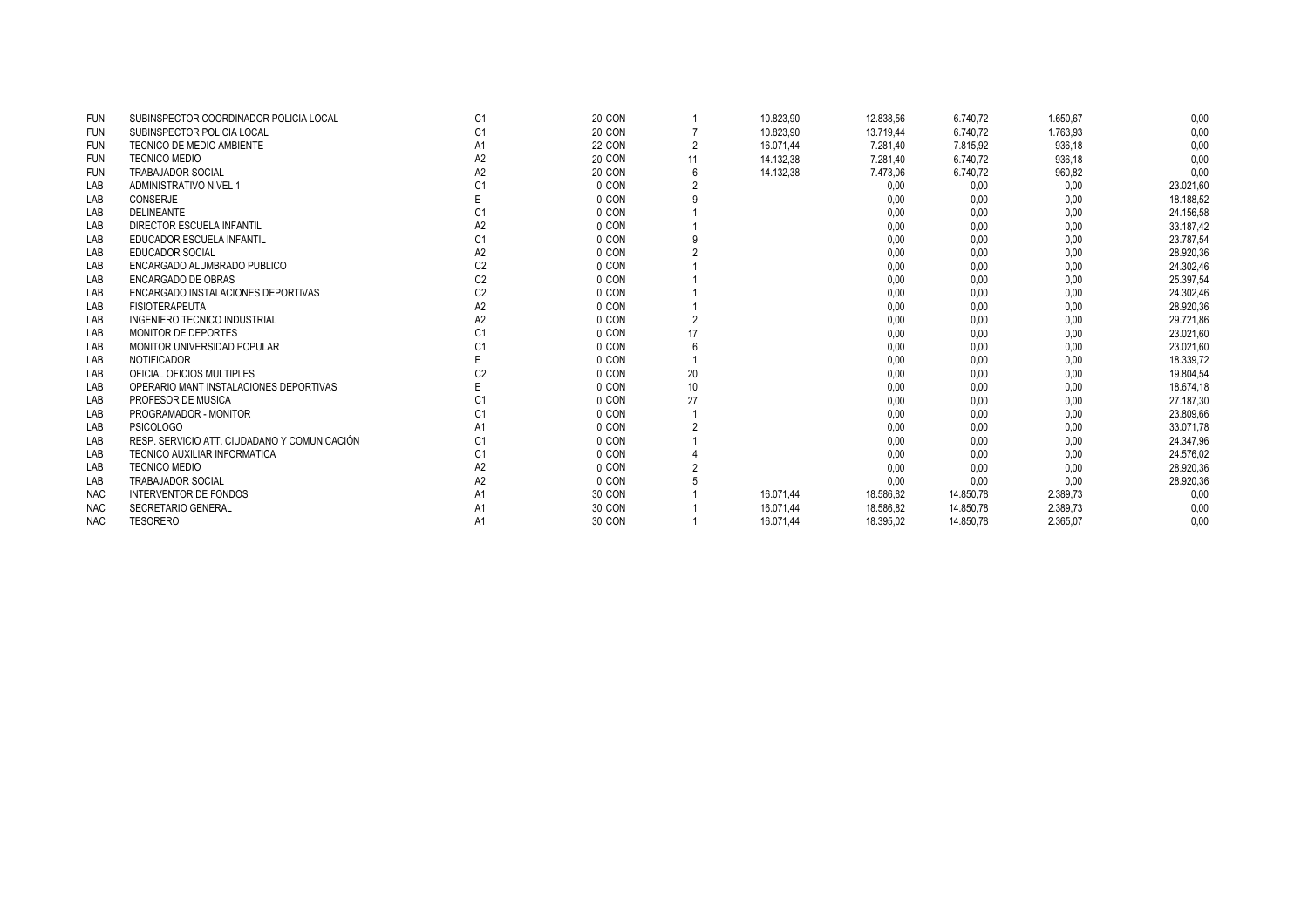| | | | | | | | | | |
|---|---|---|---|---|---|---|---|---|---|
| FUN | SUBINSPECTOR COORDINADOR POLICIA LOCAL | C1 | 20 CON | 1 | 10.823,90 | 12.838,56 | 6.740,72 | 1.650,67 | 0,00 |
| FUN | SUBINSPECTOR POLICIA LOCAL | C1 | 20 CON | 7 | 10.823,90 | 13.719,44 | 6.740,72 | 1.763,93 | 0,00 |
| FUN | TECNICO DE MEDIO AMBIENTE | A1 | 22 CON | 2 | 16.071,44 | 7.281,40 | 7.815,92 | 936,18 | 0,00 |
| FUN | TECNICO MEDIO | A2 | 20 CON | 11 | 14.132,38 | 7.281,40 | 6.740,72 | 936,18 | 0,00 |
| FUN | TRABAJADOR SOCIAL | A2 | 20 CON | 6 | 14.132,38 | 7.473,06 | 6.740,72 | 960,82 | 0,00 |
| LAB | ADMINISTRATIVO NIVEL 1 | C1 | 0 CON | 2 | | 0,00 | 0,00 | 0,00 | 23.021,60 |
| LAB | CONSERJE | E | 0 CON | 9 | | 0,00 | 0,00 | 0,00 | 18.188,52 |
| LAB | DELINEANTE | C1 | 0 CON | 1 | | 0,00 | 0,00 | 0,00 | 24.156,58 |
| LAB | DIRECTOR ESCUELA INFANTIL | A2 | 0 CON | 1 | | 0,00 | 0,00 | 0,00 | 33.187,42 |
| LAB | EDUCADOR ESCUELA INFANTIL | C1 | 0 CON | 9 | | 0,00 | 0,00 | 0,00 | 23.787,54 |
| LAB | EDUCADOR SOCIAL | A2 | 0 CON | 2 | | 0,00 | 0,00 | 0,00 | 28.920,36 |
| LAB | ENCARGADO ALUMBRADO PUBLICO | C2 | 0 CON | 1 | | 0,00 | 0,00 | 0,00 | 24.302,46 |
| LAB | ENCARGADO DE OBRAS | C2 | 0 CON | 1 | | 0,00 | 0,00 | 0,00 | 25.397,54 |
| LAB | ENCARGADO INSTALACIONES DEPORTIVAS | C2 | 0 CON | 1 | | 0,00 | 0,00 | 0,00 | 24.302,46 |
| LAB | FISIOTERAPEUTA | A2 | 0 CON | 1 | | 0,00 | 0,00 | 0,00 | 28.920,36 |
| LAB | INGENIERO TECNICO INDUSTRIAL | A2 | 0 CON | 2 | | 0,00 | 0,00 | 0,00 | 29.721,86 |
| LAB | MONITOR DE DEPORTES | C1 | 0 CON | 17 | | 0,00 | 0,00 | 0,00 | 23.021,60 |
| LAB | MONITOR UNIVERSIDAD POPULAR | C1 | 0 CON | 6 | | 0,00 | 0,00 | 0,00 | 23.021,60 |
| LAB | NOTIFICADOR | E | 0 CON | 1 | | 0,00 | 0,00 | 0,00 | 18.339,72 |
| LAB | OFICIAL OFICIOS MULTIPLES | C2 | 0 CON | 20 | | 0,00 | 0,00 | 0,00 | 19.804,54 |
| LAB | OPERARIO MANT INSTALACIONES DEPORTIVAS | E | 0 CON | 10 | | 0,00 | 0,00 | 0,00 | 18.674,18 |
| LAB | PROFESOR DE MUSICA | C1 | 0 CON | 27 | | 0,00 | 0,00 | 0,00 | 27.187,30 |
| LAB | PROGRAMADOR - MONITOR | C1 | 0 CON | 1 | | 0,00 | 0,00 | 0,00 | 23.809,66 |
| LAB | PSICOLOGO | A1 | 0 CON | 2 | | 0,00 | 0,00 | 0,00 | 33.071,78 |
| LAB | RESP. SERVICIO ATT. CIUDADANO Y COMUNICACIÓN | C1 | 0 CON | 1 | | 0,00 | 0,00 | 0,00 | 24.347,96 |
| LAB | TECNICO AUXILIAR INFORMATICA | C1 | 0 CON | 4 | | 0,00 | 0,00 | 0,00 | 24.576,02 |
| LAB | TECNICO MEDIO | A2 | 0 CON | 2 | | 0,00 | 0,00 | 0,00 | 28.920,36 |
| LAB | TRABAJADOR SOCIAL | A2 | 0 CON | 5 | | 0,00 | 0,00 | 0,00 | 28.920,36 |
| NAC | INTERVENTOR DE FONDOS | A1 | 30 CON | 1 | 16.071,44 | 18.586,82 | 14.850,78 | 2.389,73 | 0,00 |
| NAC | SECRETARIO GENERAL | A1 | 30 CON | 1 | 16.071,44 | 18.586,82 | 14.850,78 | 2.389,73 | 0,00 |
| NAC | TESORERO | A1 | 30 CON | 1 | 16.071,44 | 18.395,02 | 14.850,78 | 2.365,07 | 0,00 |